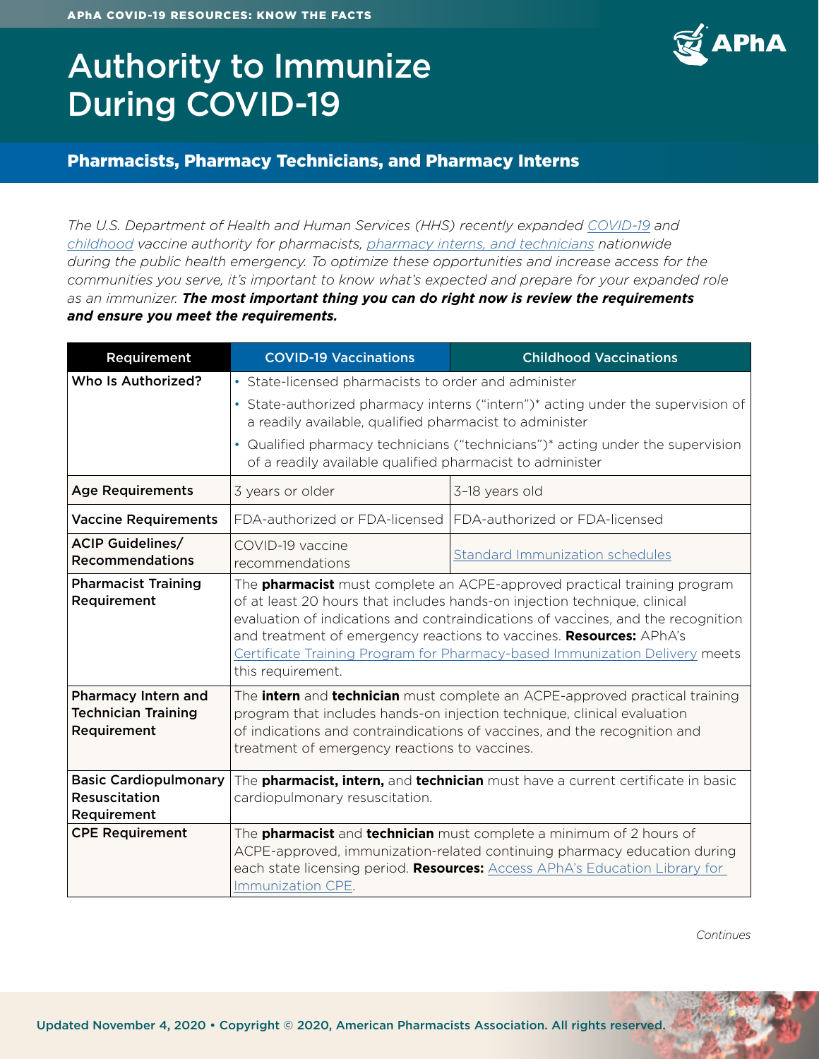APhA COVID-19 RESOURCES: KNOW THE FACTS

# Authority to Immunize During COVID-19

## Pharmacists, Pharmacy Technicians, and Pharmacy Interns

*The U.S. Department of Health and Human Services (HHS) recently expanded COVID-19 and childhood vaccine authority for pharmacists, pharmacy interns, and technicians nationwide during the public health emergency. To optimize these opportunities and increase access for the communities you serve, it's important to know what's expected and prepare for your expanded role as an immunizer.* ***The most important thing you can do right now is review the requirements and ensure you meet the requirements.***

| Requirement | COVID-19 Vaccinations | Childhood Vaccinations |
|---|---|---|
| **Who Is Authorized?** | • State-licensed pharmacists to order and administer<br>• State-authorized pharmacy interns ("intern")* acting under the supervision of a readily available, qualified pharmacist to administer<br>• Qualified pharmacy technicians ("technicians")* acting under the supervision of a readily available qualified pharmacist to administer | |
| **Age Requirements** | 3 years or older | 3–18 years old |
| **Vaccine Requirements** | FDA-authorized or FDA-licensed | FDA-authorized or FDA-licensed |
| **ACIP Guidelines/ Recommendations** | COVID-19 vaccine recommendations | Standard Immunization schedules |
| **Pharmacist Training Requirement** | The **pharmacist** must complete an ACPE-approved practical training program of at least 20 hours that includes hands-on injection technique, clinical evaluation of indications and contraindications of vaccines, and the recognition and treatment of emergency reactions to vaccines. **Resources:** APhA's Certificate Training Program for Pharmacy-based Immunization Delivery meets this requirement. | |
| **Pharmacy Intern and Technician Training Requirement** | The **intern** and **technician** must complete an ACPE-approved practical training program that includes hands-on injection technique, clinical evaluation of indications and contraindications of vaccines, and the recognition and treatment of emergency reactions to vaccines. | |
| **Basic Cardiopulmonary Resuscitation Requirement** | The **pharmacist, intern,** and **technician** must have a current certificate in basic cardiopulmonary resuscitation. | |
| **CPE Requirement** | The **pharmacist** and **technician** must complete a minimum of 2 hours of ACPE-approved, immunization-related continuing pharmacy education during each state licensing period. **Resources:** Access APhA's Education Library for Immunization CPE. | |

*Continues*

Updated November 4, 2020 • Copyright © 2020, American Pharmacists Association. All rights reserved.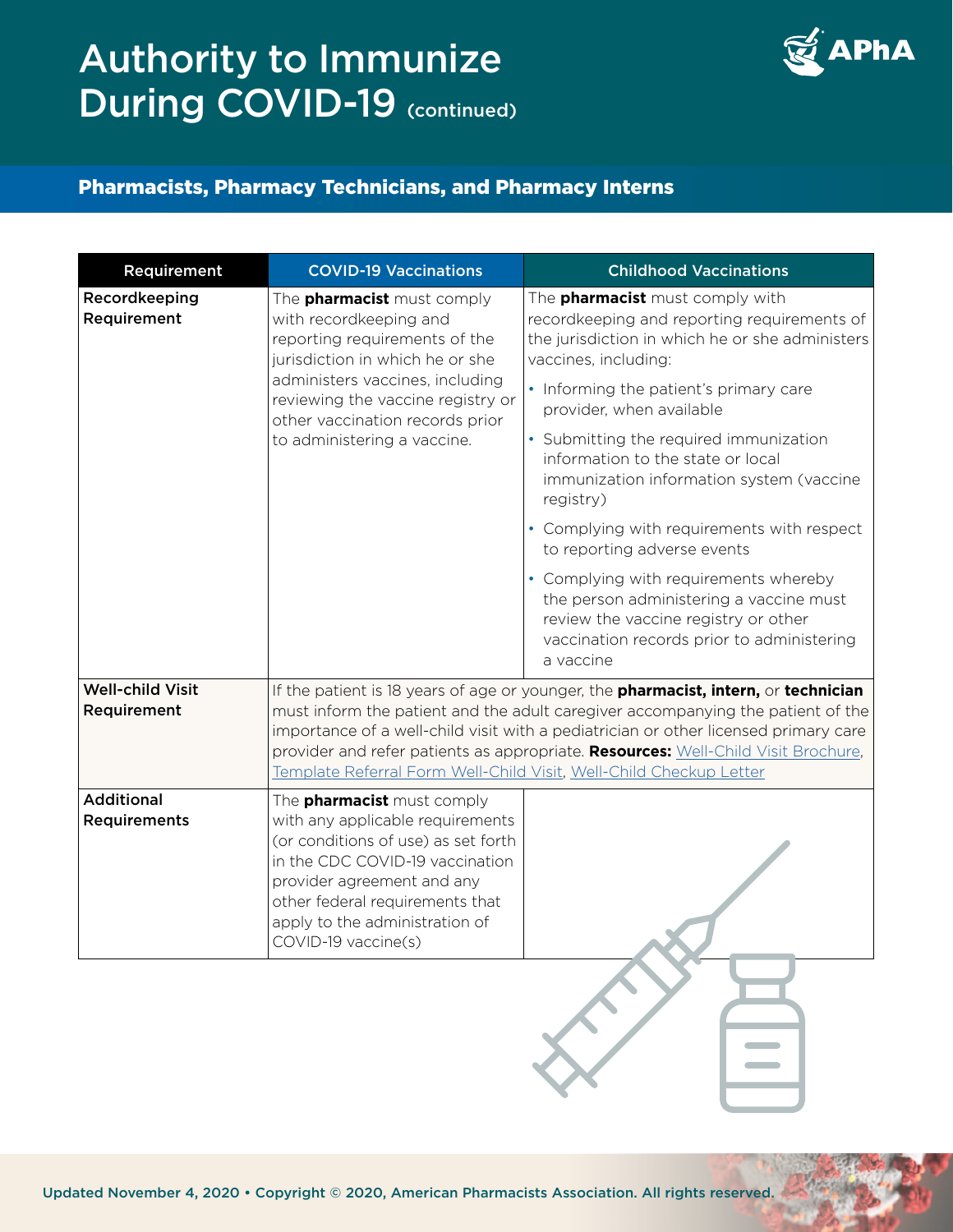# Authority to Immunize During COVID-19 (continued)

## Pharmacists, Pharmacy Technicians, and Pharmacy Interns

| Requirement | COVID-19 Vaccinations | Childhood Vaccinations |
|---|---|---|
| Recordkeeping Requirement | The **pharmacist** must comply with recordkeeping and reporting requirements of the jurisdiction in which he or she administers vaccines, including reviewing the vaccine registry or other vaccination records prior to administering a vaccine. | The **pharmacist** must comply with recordkeeping and reporting requirements of the jurisdiction in which he or she administers vaccines, including: <br>• Informing the patient's primary care provider, when available <br>• Submitting the required immunization information to the state or local immunization information system (vaccine registry) <br>• Complying with requirements with respect to reporting adverse events <br>• Complying with requirements whereby the person administering a vaccine must review the vaccine registry or other vaccination records prior to administering a vaccine |
| Well-child Visit Requirement | If the patient is 18 years of age or younger, the **pharmacist, intern,** or **technician** must inform the patient and the adult caregiver accompanying the patient of the importance of a well-child visit with a pediatrician or other licensed primary care provider and refer patients as appropriate. **Resources:** Well-Child Visit Brochure, Template Referral Form Well-Child Visit, Well-Child Checkup Letter | |
| Additional Requirements | The **pharmacist** must comply with any applicable requirements (or conditions of use) as set forth in the CDC COVID-19 vaccination provider agreement and any other federal requirements that apply to the administration of COVID-19 vaccine(s) | |

Updated November 4, 2020 • Copyright © 2020, American Pharmacists Association. All rights reserved.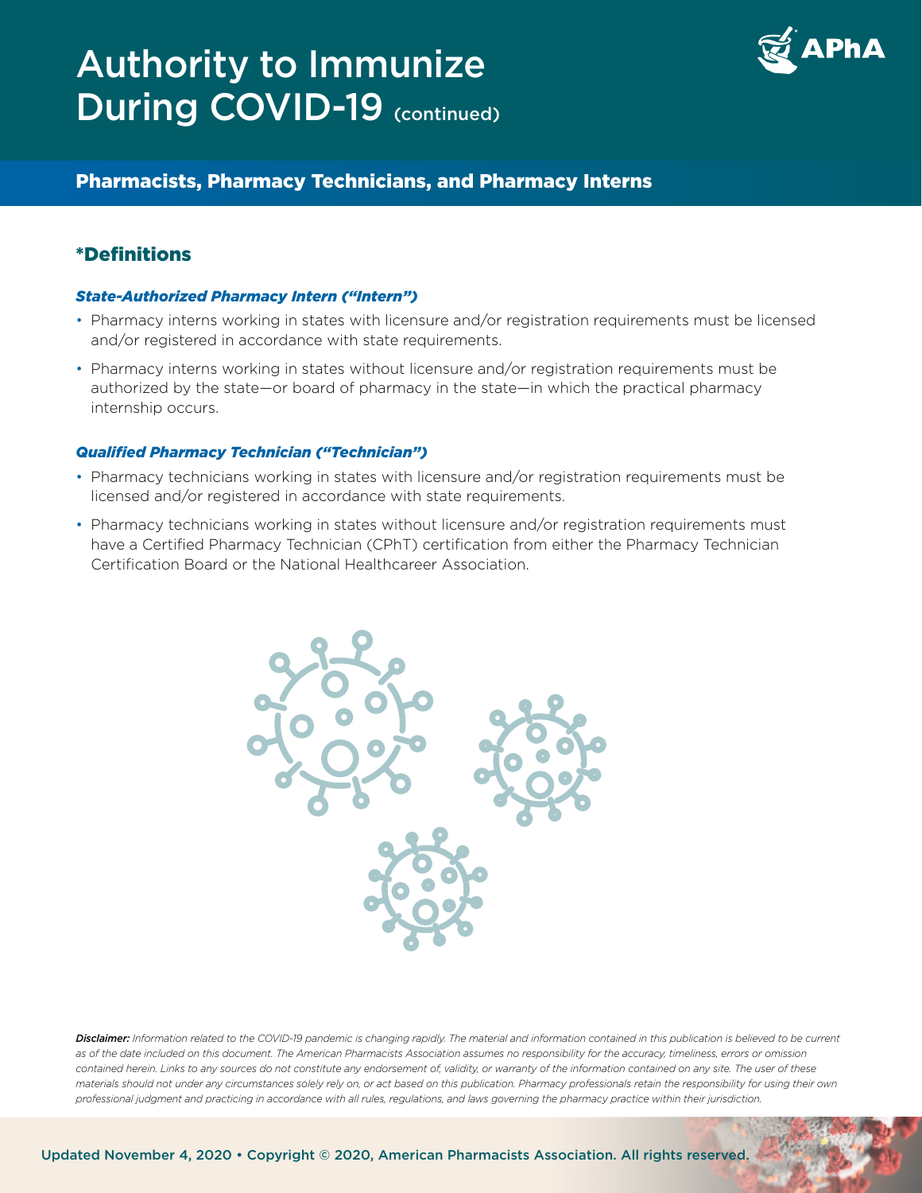# Authority to Immunize During COVID-19 (continued)

## Pharmacists, Pharmacy Technicians, and Pharmacy Interns

### *Definitions

***State-Authorized Pharmacy Intern ("Intern")***

- Pharmacy interns working in states with licensure and/or registration requirements must be licensed and/or registered in accordance with state requirements.
- Pharmacy interns working in states without licensure and/or registration requirements must be authorized by the state—or board of pharmacy in the state—in which the practical pharmacy internship occurs.

***Qualified Pharmacy Technician ("Technician")***

- Pharmacy technicians working in states with licensure and/or registration requirements must be licensed and/or registered in accordance with state requirements.
- Pharmacy technicians working in states without licensure and/or registration requirements must have a Certified Pharmacy Technician (CPhT) certification from either the Pharmacy Technician Certification Board or the National Healthcareer Association.

***Disclaimer:*** *Information related to the COVID-19 pandemic is changing rapidly. The material and information contained in this publication is believed to be current as of the date included on this document. The American Pharmacists Association assumes no responsibility for the accuracy, timeliness, errors or omission contained herein. Links to any sources do not constitute any endorsement of, validity, or warranty of the information contained on any site. The user of these materials should not under any circumstances solely rely on, or act based on this publication. Pharmacy professionals retain the responsibility for using their own professional judgment and practicing in accordance with all rules, regulations, and laws governing the pharmacy practice within their jurisdiction.*

Updated November 4, 2020 • Copyright © 2020, American Pharmacists Association. All rights reserved.